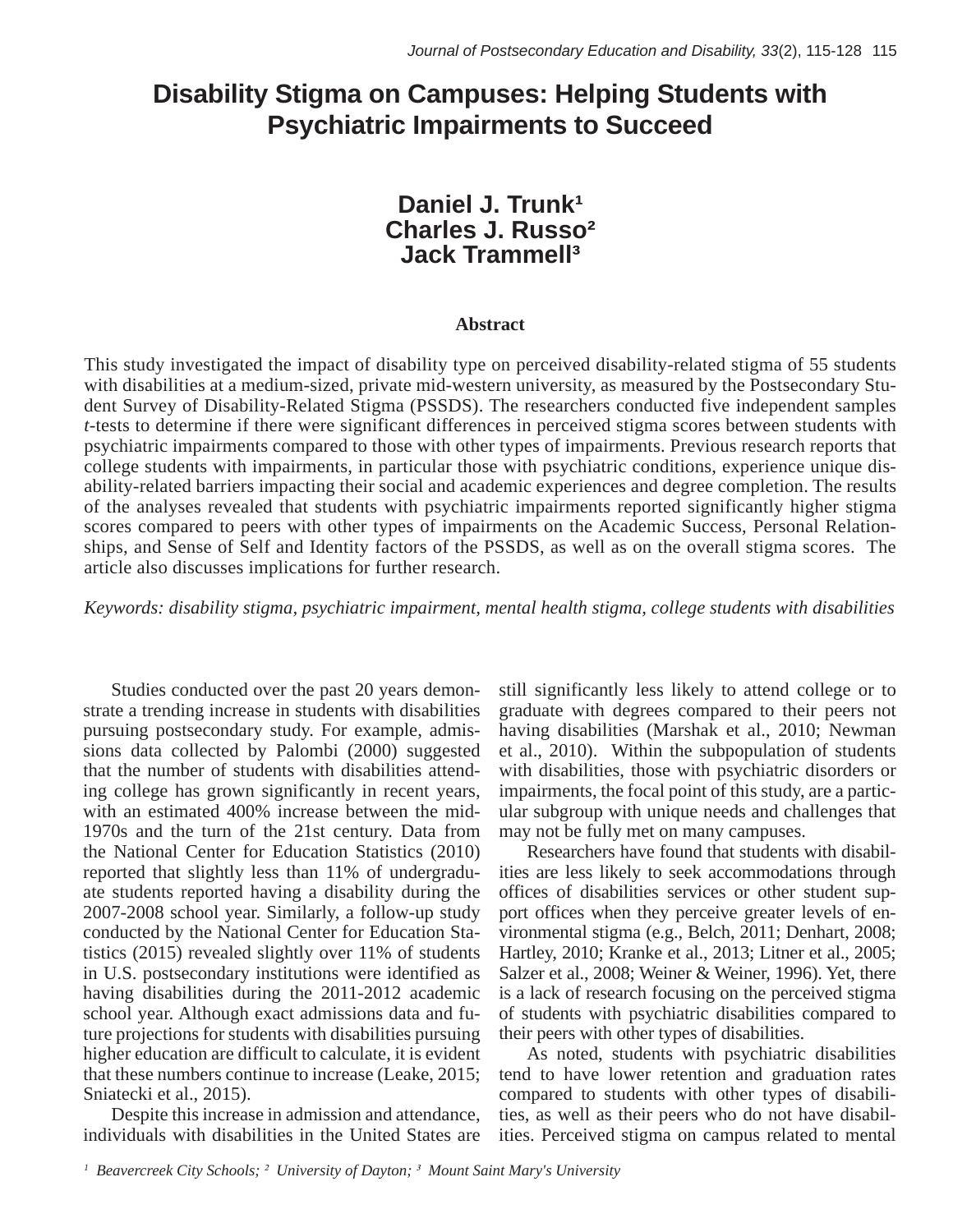# Disability Stigma on Campuses: Helping Students with Psychiatric Impairments to Succeed

**Daniel J. Trunk[1]**
**Charles J. Russo[2]**
**Jack Trammell[3]**

### Abstract

This study investigated the impact of disability type on perceived disability-related stigma of 55 students with disabilities at a medium-sized, private mid-western university, as measured by the Postsecondary Student Survey of Disability-Related Stigma (PSSDS). The researchers conducted five independent samples *t*-tests to determine if there were significant differences in perceived stigma scores between students with psychiatric impairments compared to those with other types of impairments. Previous research reports that college students with impairments, in particular those with psychiatric conditions, experience unique disability-related barriers impacting their social and academic experiences and degree completion. The results of the analyses revealed that students with psychiatric impairments reported significantly higher stigma scores compared to peers with other types of impairments on the Academic Success, Personal Relationships, and Sense of Self and Identity factors of the PSSDS, as well as on the overall stigma scores. The article also discusses implications for further research.

*Keywords: disability stigma, psychiatric impairment, mental health stigma, college students with disabilities*

Studies conducted over the past 20 years demonstrate a trending increase in students with disabilities pursuing postsecondary study. For example, admissions data collected by Palombi (2000) suggested that the number of students with disabilities attending college has grown significantly in recent years, with an estimated 400% increase between the mid-1970s and the turn of the 21st century. Data from the National Center for Education Statistics (2010) reported that slightly less than 11% of undergraduate students reported having a disability during the 2007-2008 school year. Similarly, a follow-up study conducted by the National Center for Education Statistics (2015) revealed slightly over 11% of students in U.S. postsecondary institutions were identified as having disabilities during the 2011-2012 academic school year. Although exact admissions data and future projections for students with disabilities pursuing higher education are difficult to calculate, it is evident that these numbers continue to increase (Leake, 2015; Sniatecki et al., 2015).

Despite this increase in admission and attendance, individuals with disabilities in the United States are still significantly less likely to attend college or to graduate with degrees compared to their peers not having disabilities (Marshak et al., 2010; Newman et al., 2010). Within the subpopulation of students with disabilities, those with psychiatric disorders or impairments, the focal point of this study, are a particular subgroup with unique needs and challenges that may not be fully met on many campuses.

Researchers have found that students with disabilities are less likely to seek accommodations through offices of disabilities services or other student support offices when they perceive greater levels of environmental stigma (e.g., Belch, 2011; Denhart, 2008; Hartley, 2010; Kranke et al., 2013; Litner et al., 2005; Salzer et al., 2008; Weiner & Weiner, 1996). Yet, there is a lack of research focusing on the perceived stigma of students with psychiatric disabilities compared to their peers with other types of disabilities.

As noted, students with psychiatric disabilities tend to have lower retention and graduation rates compared to students with other types of disabilities, as well as their peers who do not have disabilities. Perceived stigma on campus related to mental

*[1] Beavercreek City Schools; [2] University of Dayton; [3] Mount Saint Mary's University*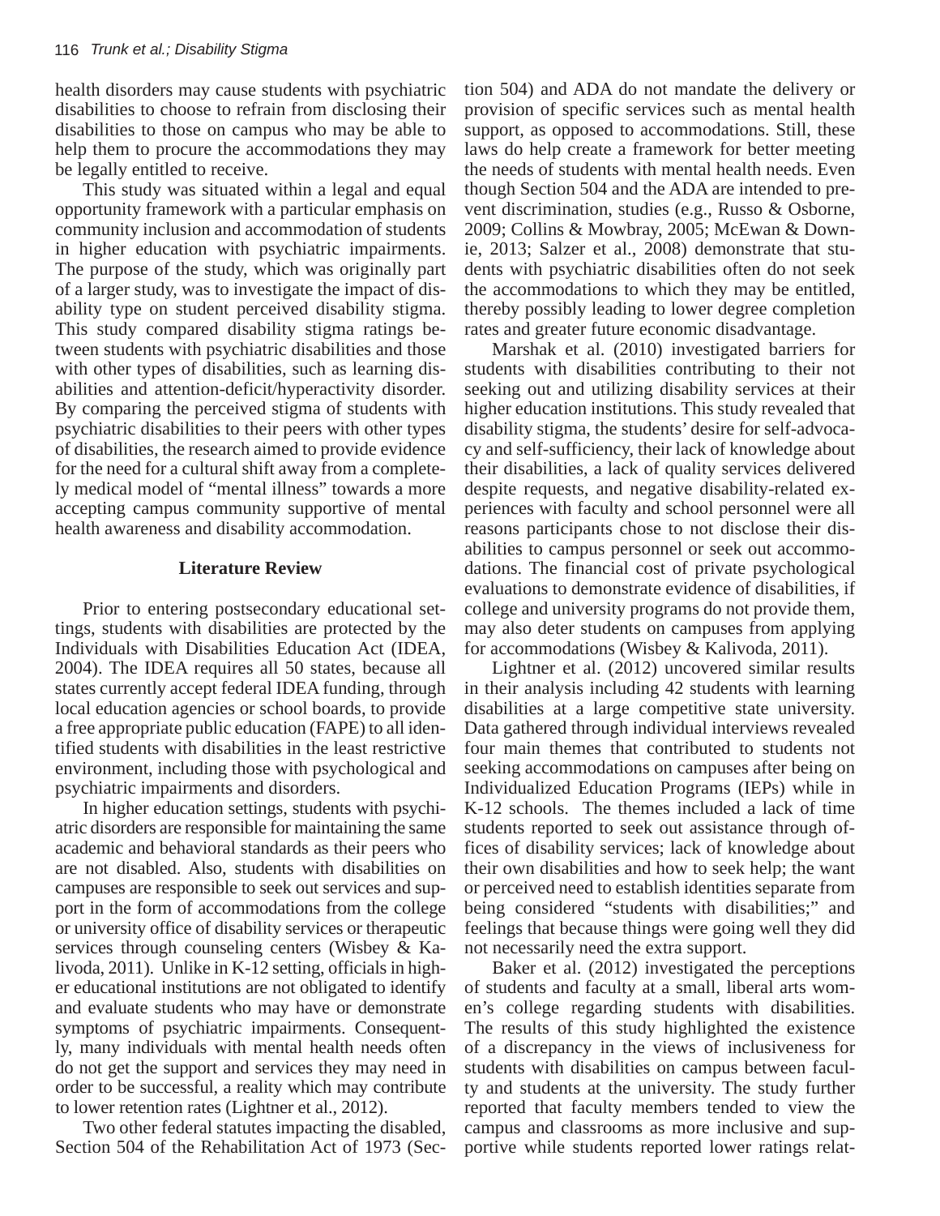health disorders may cause students with psychiatric disabilities to choose to refrain from disclosing their disabilities to those on campus who may be able to help them to procure the accommodations they may be legally entitled to receive.

This study was situated within a legal and equal opportunity framework with a particular emphasis on community inclusion and accommodation of students in higher education with psychiatric impairments. The purpose of the study, which was originally part of a larger study, was to investigate the impact of disability type on student perceived disability stigma. This study compared disability stigma ratings between students with psychiatric disabilities and those with other types of disabilities, such as learning disabilities and attention-deficit/hyperactivity disorder. By comparing the perceived stigma of students with psychiatric disabilities to their peers with other types of disabilities, the research aimed to provide evidence for the need for a cultural shift away from a completely medical model of "mental illness" towards a more accepting campus community supportive of mental health awareness and disability accommodation.

## Literature Review

Prior to entering postsecondary educational settings, students with disabilities are protected by the Individuals with Disabilities Education Act (IDEA, 2004). The IDEA requires all 50 states, because all states currently accept federal IDEA funding, through local education agencies or school boards, to provide a free appropriate public education (FAPE) to all identified students with disabilities in the least restrictive environment, including those with psychological and psychiatric impairments and disorders.

In higher education settings, students with psychiatric disorders are responsible for maintaining the same academic and behavioral standards as their peers who are not disabled. Also, students with disabilities on campuses are responsible to seek out services and support in the form of accommodations from the college or university office of disability services or therapeutic services through counseling centers (Wisbey & Kalivoda, 2011). Unlike in K-12 setting, officials in higher educational institutions are not obligated to identify and evaluate students who may have or demonstrate symptoms of psychiatric impairments. Consequently, many individuals with mental health needs often do not get the support and services they may need in order to be successful, a reality which may contribute to lower retention rates (Lightner et al., 2012).

Two other federal statutes impacting the disabled, Section 504 of the Rehabilitation Act of 1973 (Section 504) and ADA do not mandate the delivery or provision of specific services such as mental health support, as opposed to accommodations. Still, these laws do help create a framework for better meeting the needs of students with mental health needs. Even though Section 504 and the ADA are intended to prevent discrimination, studies (e.g., Russo & Osborne, 2009; Collins & Mowbray, 2005; McEwan & Downie, 2013; Salzer et al., 2008) demonstrate that students with psychiatric disabilities often do not seek the accommodations to which they may be entitled, thereby possibly leading to lower degree completion rates and greater future economic disadvantage.

Marshak et al. (2010) investigated barriers for students with disabilities contributing to their not seeking out and utilizing disability services at their higher education institutions. This study revealed that disability stigma, the students' desire for self-advocacy and self-sufficiency, their lack of knowledge about their disabilities, a lack of quality services delivered despite requests, and negative disability-related experiences with faculty and school personnel were all reasons participants chose to not disclose their disabilities to campus personnel or seek out accommodations. The financial cost of private psychological evaluations to demonstrate evidence of disabilities, if college and university programs do not provide them, may also deter students on campuses from applying for accommodations (Wisbey & Kalivoda, 2011).

Lightner et al. (2012) uncovered similar results in their analysis including 42 students with learning disabilities at a large competitive state university. Data gathered through individual interviews revealed four main themes that contributed to students not seeking accommodations on campuses after being on Individualized Education Programs (IEPs) while in K-12 schools. The themes included a lack of time students reported to seek out assistance through offices of disability services; lack of knowledge about their own disabilities and how to seek help; the want or perceived need to establish identities separate from being considered "students with disabilities;" and feelings that because things were going well they did not necessarily need the extra support.

Baker et al. (2012) investigated the perceptions of students and faculty at a small, liberal arts women's college regarding students with disabilities. The results of this study highlighted the existence of a discrepancy in the views of inclusiveness for students with disabilities on campus between faculty and students at the university. The study further reported that faculty members tended to view the campus and classrooms as more inclusive and supportive while students reported lower ratings relat-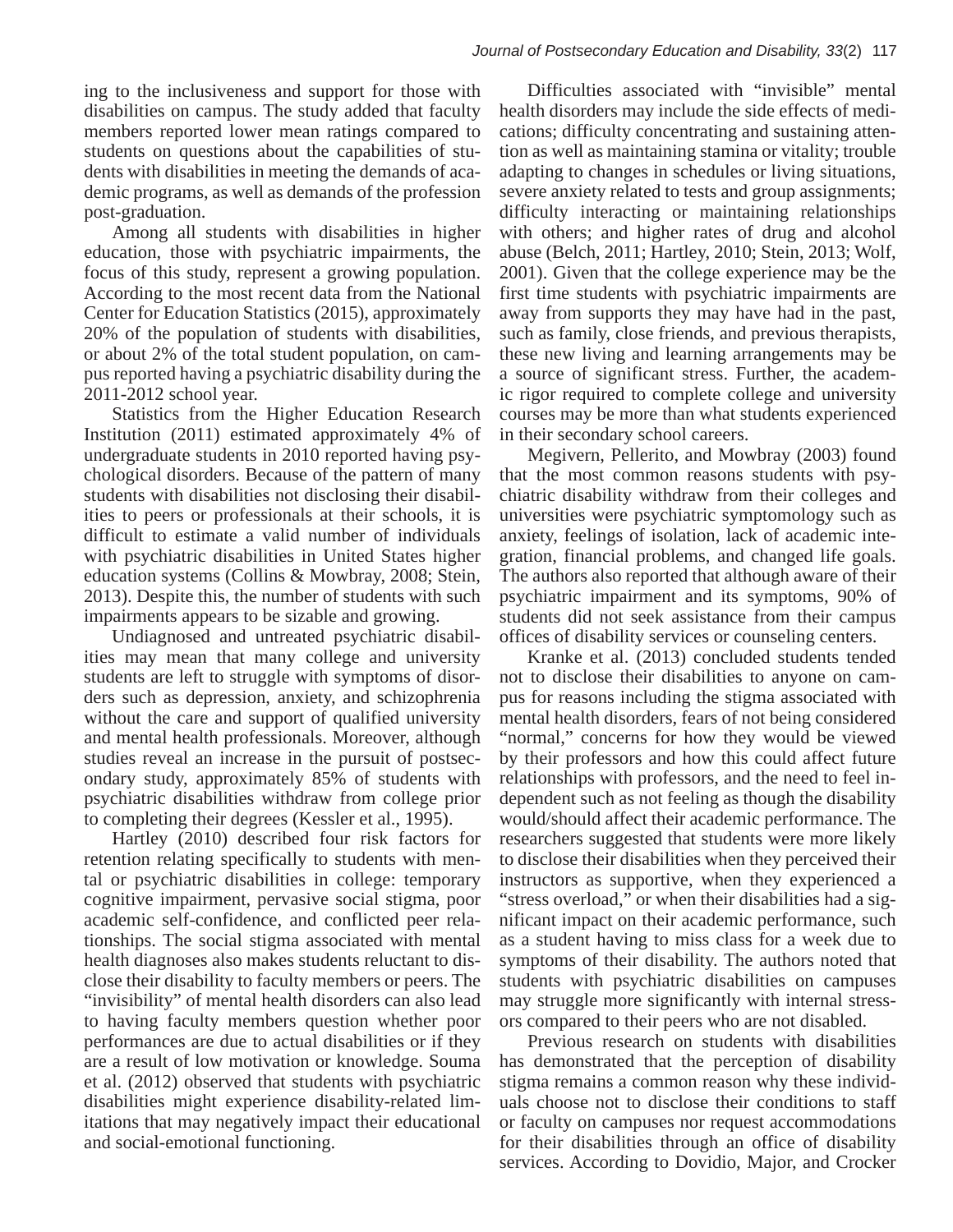ing to the inclusiveness and support for those with disabilities on campus. The study added that faculty members reported lower mean ratings compared to students on questions about the capabilities of students with disabilities in meeting the demands of academic programs, as well as demands of the profession post-graduation.

Among all students with disabilities in higher education, those with psychiatric impairments, the focus of this study, represent a growing population. According to the most recent data from the National Center for Education Statistics (2015), approximately 20% of the population of students with disabilities, or about 2% of the total student population, on campus reported having a psychiatric disability during the 2011-2012 school year.

Statistics from the Higher Education Research Institution (2011) estimated approximately 4% of undergraduate students in 2010 reported having psychological disorders. Because of the pattern of many students with disabilities not disclosing their disabilities to peers or professionals at their schools, it is difficult to estimate a valid number of individuals with psychiatric disabilities in United States higher education systems (Collins & Mowbray, 2008; Stein, 2013). Despite this, the number of students with such impairments appears to be sizable and growing.

Undiagnosed and untreated psychiatric disabilities may mean that many college and university students are left to struggle with symptoms of disorders such as depression, anxiety, and schizophrenia without the care and support of qualified university and mental health professionals. Moreover, although studies reveal an increase in the pursuit of postsecondary study, approximately 85% of students with psychiatric disabilities withdraw from college prior to completing their degrees (Kessler et al., 1995).

Hartley (2010) described four risk factors for retention relating specifically to students with mental or psychiatric disabilities in college: temporary cognitive impairment, pervasive social stigma, poor academic self-confidence, and conflicted peer relationships. The social stigma associated with mental health diagnoses also makes students reluctant to disclose their disability to faculty members or peers. The "invisibility" of mental health disorders can also lead to having faculty members question whether poor performances are due to actual disabilities or if they are a result of low motivation or knowledge. Souma et al. (2012) observed that students with psychiatric disabilities might experience disability-related limitations that may negatively impact their educational and social-emotional functioning.

Difficulties associated with "invisible" mental health disorders may include the side effects of medications; difficulty concentrating and sustaining attention as well as maintaining stamina or vitality; trouble adapting to changes in schedules or living situations, severe anxiety related to tests and group assignments; difficulty interacting or maintaining relationships with others; and higher rates of drug and alcohol abuse (Belch, 2011; Hartley, 2010; Stein, 2013; Wolf, 2001). Given that the college experience may be the first time students with psychiatric impairments are away from supports they may have had in the past, such as family, close friends, and previous therapists, these new living and learning arrangements may be a source of significant stress. Further, the academic rigor required to complete college and university courses may be more than what students experienced in their secondary school careers.

Megivern, Pellerito, and Mowbray (2003) found that the most common reasons students with psychiatric disability withdraw from their colleges and universities were psychiatric symptomology such as anxiety, feelings of isolation, lack of academic integration, financial problems, and changed life goals. The authors also reported that although aware of their psychiatric impairment and its symptoms, 90% of students did not seek assistance from their campus offices of disability services or counseling centers.

Kranke et al. (2013) concluded students tended not to disclose their disabilities to anyone on campus for reasons including the stigma associated with mental health disorders, fears of not being considered "normal," concerns for how they would be viewed by their professors and how this could affect future relationships with professors, and the need to feel independent such as not feeling as though the disability would/should affect their academic performance. The researchers suggested that students were more likely to disclose their disabilities when they perceived their instructors as supportive, when they experienced a "stress overload," or when their disabilities had a significant impact on their academic performance, such as a student having to miss class for a week due to symptoms of their disability. The authors noted that students with psychiatric disabilities on campuses may struggle more significantly with internal stressors compared to their peers who are not disabled.

Previous research on students with disabilities has demonstrated that the perception of disability stigma remains a common reason why these individuals choose not to disclose their conditions to staff or faculty on campuses nor request accommodations for their disabilities through an office of disability services. According to Dovidio, Major, and Crocker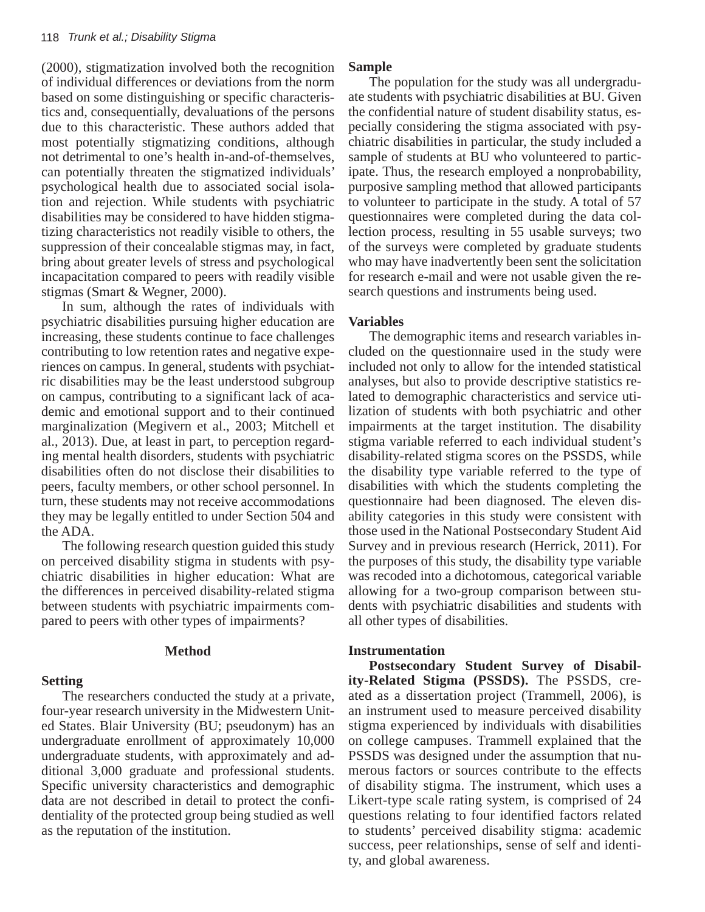(2000), stigmatization involved both the recognition of individual differences or deviations from the norm based on some distinguishing or specific characteristics and, consequentially, devaluations of the persons due to this characteristic. These authors added that most potentially stigmatizing conditions, although not detrimental to one's health in-and-of-themselves, can potentially threaten the stigmatized individuals' psychological health due to associated social isolation and rejection. While students with psychiatric disabilities may be considered to have hidden stigmatizing characteristics not readily visible to others, the suppression of their concealable stigmas may, in fact, bring about greater levels of stress and psychological incapacitation compared to peers with readily visible stigmas (Smart & Wegner, 2000).

In sum, although the rates of individuals with psychiatric disabilities pursuing higher education are increasing, these students continue to face challenges contributing to low retention rates and negative experiences on campus. In general, students with psychiatric disabilities may be the least understood subgroup on campus, contributing to a significant lack of academic and emotional support and to their continued marginalization (Megivern et al., 2003; Mitchell et al., 2013). Due, at least in part, to perception regarding mental health disorders, students with psychiatric disabilities often do not disclose their disabilities to peers, faculty members, or other school personnel. In turn, these students may not receive accommodations they may be legally entitled to under Section 504 and the ADA.

The following research question guided this study on perceived disability stigma in students with psychiatric disabilities in higher education: What are the differences in perceived disability-related stigma between students with psychiatric impairments compared to peers with other types of impairments?

## Method

### Setting

The researchers conducted the study at a private, four-year research university in the Midwestern United States. Blair University (BU; pseudonym) has an undergraduate enrollment of approximately 10,000 undergraduate students, with approximately and additional 3,000 graduate and professional students. Specific university characteristics and demographic data are not described in detail to protect the confidentiality of the protected group being studied as well as the reputation of the institution.

### Sample

The population for the study was all undergraduate students with psychiatric disabilities at BU. Given the confidential nature of student disability status, especially considering the stigma associated with psychiatric disabilities in particular, the study included a sample of students at BU who volunteered to participate. Thus, the research employed a nonprobability, purposive sampling method that allowed participants to volunteer to participate in the study. A total of 57 questionnaires were completed during the data collection process, resulting in 55 usable surveys; two of the surveys were completed by graduate students who may have inadvertently been sent the solicitation for research e-mail and were not usable given the research questions and instruments being used.

### Variables

The demographic items and research variables included on the questionnaire used in the study were included not only to allow for the intended statistical analyses, but also to provide descriptive statistics related to demographic characteristics and service utilization of students with both psychiatric and other impairments at the target institution. The disability stigma variable referred to each individual student's disability-related stigma scores on the PSSDS, while the disability type variable referred to the type of disabilities with which the students completing the questionnaire had been diagnosed. The eleven disability categories in this study were consistent with those used in the National Postsecondary Student Aid Survey and in previous research (Herrick, 2011). For the purposes of this study, the disability type variable was recoded into a dichotomous, categorical variable allowing for a two-group comparison between students with psychiatric disabilities and students with all other types of disabilities.

### Instrumentation

**Postsecondary Student Survey of Disability-Related Stigma (PSSDS).** The PSSDS, created as a dissertation project (Trammell, 2006), is an instrument used to measure perceived disability stigma experienced by individuals with disabilities on college campuses. Trammell explained that the PSSDS was designed under the assumption that numerous factors or sources contribute to the effects of disability stigma. The instrument, which uses a Likert-type scale rating system, is comprised of 24 questions relating to four identified factors related to students' perceived disability stigma: academic success, peer relationships, sense of self and identity, and global awareness.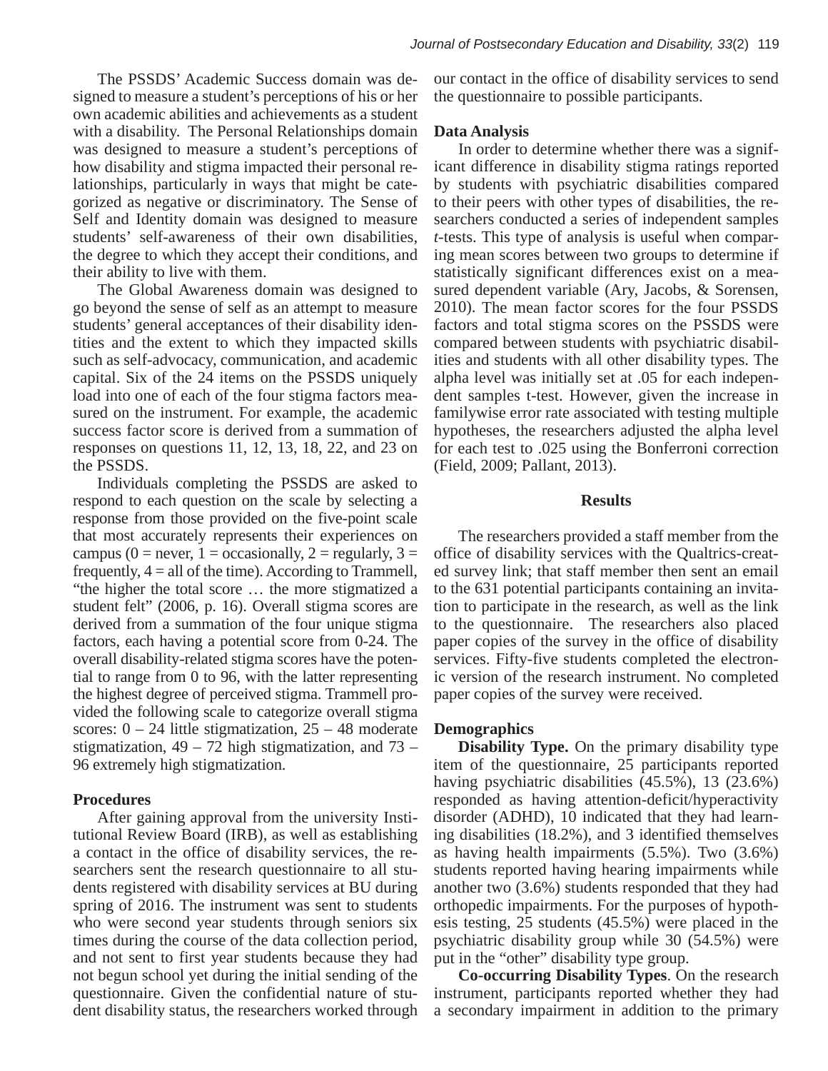The PSSDS' Academic Success domain was designed to measure a student's perceptions of his or her own academic abilities and achievements as a student with a disability. The Personal Relationships domain was designed to measure a student's perceptions of how disability and stigma impacted their personal relationships, particularly in ways that might be categorized as negative or discriminatory. The Sense of Self and Identity domain was designed to measure students' self-awareness of their own disabilities, the degree to which they accept their conditions, and their ability to live with them.

The Global Awareness domain was designed to go beyond the sense of self as an attempt to measure students' general acceptances of their disability identities and the extent to which they impacted skills such as self-advocacy, communication, and academic capital. Six of the 24 items on the PSSDS uniquely load into one of each of the four stigma factors measured on the instrument. For example, the academic success factor score is derived from a summation of responses on questions 11, 12, 13, 18, 22, and 23 on the PSSDS.

Individuals completing the PSSDS are asked to respond to each question on the scale by selecting a response from those provided on the five-point scale that most accurately represents their experiences on campus (0 = never, 1 = occasionally, 2 = regularly, 3 = frequently, 4 = all of the time). According to Trammell, "the higher the total score … the more stigmatized a student felt" (2006, p. 16). Overall stigma scores are derived from a summation of the four unique stigma factors, each having a potential score from 0-24. The overall disability-related stigma scores have the potential to range from 0 to 96, with the latter representing the highest degree of perceived stigma. Trammell provided the following scale to categorize overall stigma scores: 0 – 24 little stigmatization, 25 – 48 moderate stigmatization, 49 – 72 high stigmatization, and 73 – 96 extremely high stigmatization.

### Procedures

After gaining approval from the university Institutional Review Board (IRB), as well as establishing a contact in the office of disability services, the researchers sent the research questionnaire to all students registered with disability services at BU during spring of 2016. The instrument was sent to students who were second year students through seniors six times during the course of the data collection period, and not sent to first year students because they had not begun school yet during the initial sending of the questionnaire. Given the confidential nature of student disability status, the researchers worked through our contact in the office of disability services to send the questionnaire to possible participants.

### Data Analysis

In order to determine whether there was a significant difference in disability stigma ratings reported by students with psychiatric disabilities compared to their peers with other types of disabilities, the researchers conducted a series of independent samples *t*-tests. This type of analysis is useful when comparing mean scores between two groups to determine if statistically significant differences exist on a measured dependent variable (Ary, Jacobs, & Sorensen, 2010). The mean factor scores for the four PSSDS factors and total stigma scores on the PSSDS were compared between students with psychiatric disabilities and students with all other disability types. The alpha level was initially set at .05 for each independent samples t-test. However, given the increase in familywise error rate associated with testing multiple hypotheses, the researchers adjusted the alpha level for each test to .025 using the Bonferroni correction (Field, 2009; Pallant, 2013).

## Results

The researchers provided a staff member from the office of disability services with the Qualtrics-created survey link; that staff member then sent an email to the 631 potential participants containing an invitation to participate in the research, as well as the link to the questionnaire. The researchers also placed paper copies of the survey in the office of disability services. Fifty-five students completed the electronic version of the research instrument. No completed paper copies of the survey were received.

### Demographics

**Disability Type.** On the primary disability type item of the questionnaire, 25 participants reported having psychiatric disabilities (45.5%), 13 (23.6%) responded as having attention-deficit/hyperactivity disorder (ADHD), 10 indicated that they had learning disabilities (18.2%), and 3 identified themselves as having health impairments (5.5%). Two (3.6%) students reported having hearing impairments while another two (3.6%) students responded that they had orthopedic impairments. For the purposes of hypothesis testing, 25 students (45.5%) were placed in the psychiatric disability group while 30 (54.5%) were put in the "other" disability type group.

**Co-occurring Disability Types**. On the research instrument, participants reported whether they had a secondary impairment in addition to the primary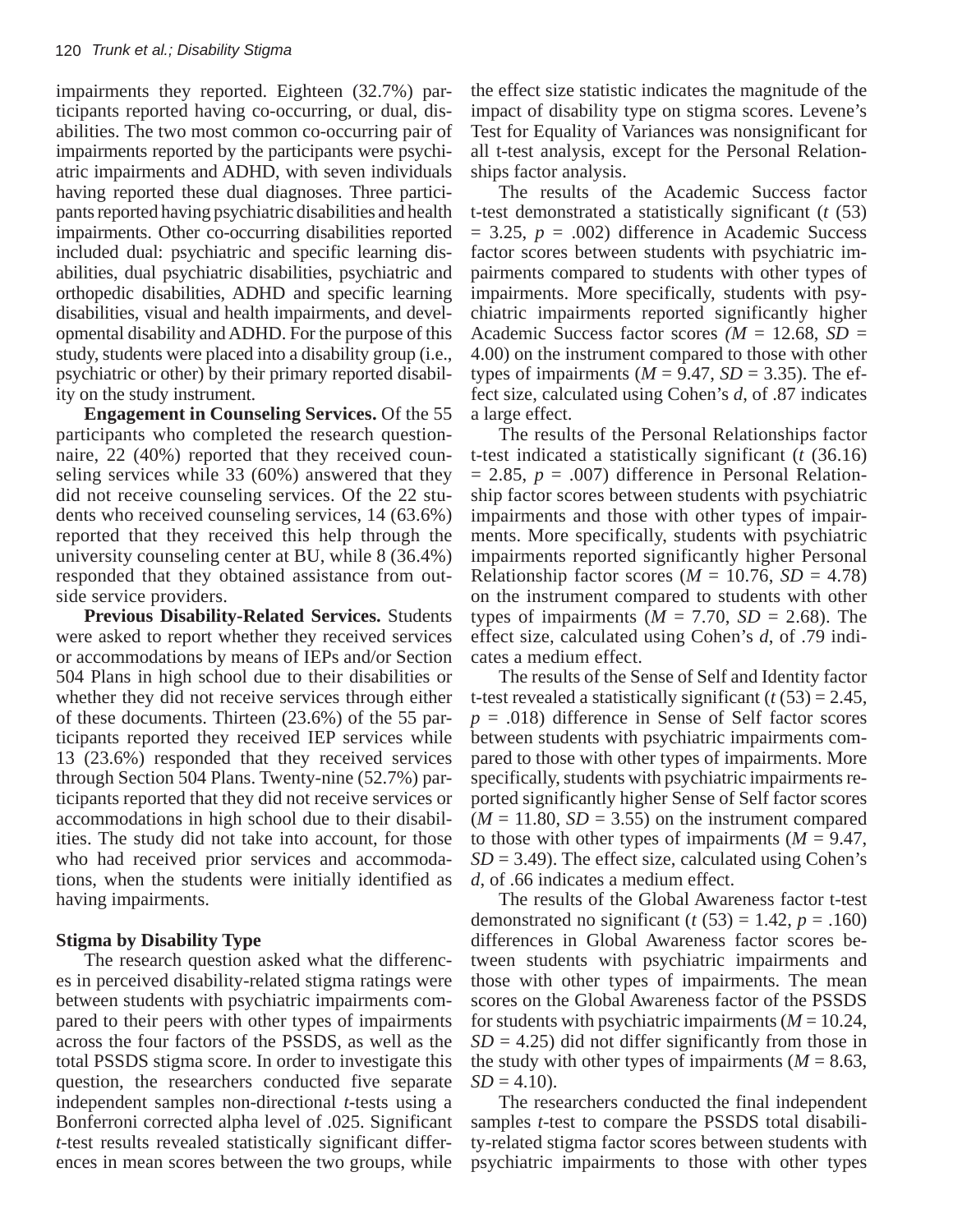impairments they reported. Eighteen (32.7%) participants reported having co-occurring, or dual, disabilities. The two most common co-occurring pair of impairments reported by the participants were psychiatric impairments and ADHD, with seven individuals having reported these dual diagnoses. Three participants reported having psychiatric disabilities and health impairments. Other co-occurring disabilities reported included dual: psychiatric and specific learning disabilities, dual psychiatric disabilities, psychiatric and orthopedic disabilities, ADHD and specific learning disabilities, visual and health impairments, and developmental disability and ADHD. For the purpose of this study, students were placed into a disability group (i.e., psychiatric or other) by their primary reported disability on the study instrument.

**Engagement in Counseling Services.** Of the 55 participants who completed the research questionnaire, 22 (40%) reported that they received counseling services while 33 (60%) answered that they did not receive counseling services. Of the 22 students who received counseling services, 14 (63.6%) reported that they received this help through the university counseling center at BU, while 8 (36.4%) responded that they obtained assistance from outside service providers.

**Previous Disability-Related Services.** Students were asked to report whether they received services or accommodations by means of IEPs and/or Section 504 Plans in high school due to their disabilities or whether they did not receive services through either of these documents. Thirteen (23.6%) of the 55 participants reported they received IEP services while 13 (23.6%) responded that they received services through Section 504 Plans. Twenty-nine (52.7%) participants reported that they did not receive services or accommodations in high school due to their disabilities. The study did not take into account, for those who had received prior services and accommodations, when the students were initially identified as having impairments.

### Stigma by Disability Type

The research question asked what the differences in perceived disability-related stigma ratings were between students with psychiatric impairments compared to their peers with other types of impairments across the four factors of the PSSDS, as well as the total PSSDS stigma score. In order to investigate this question, the researchers conducted five separate independent samples non-directional *t*-tests using a Bonferroni corrected alpha level of .025. Significant *t*-test results revealed statistically significant differences in mean scores between the two groups, while the effect size statistic indicates the magnitude of the impact of disability type on stigma scores. Levene's Test for Equality of Variances was nonsignificant for all t-test analysis, except for the Personal Relationships factor analysis.

The results of the Academic Success factor t-test demonstrated a statistically significant ($t$ (53) = 3.25, $p$ = .002) difference in Academic Success factor scores between students with psychiatric impairments compared to students with other types of impairments. More specifically, students with psychiatric impairments reported significantly higher Academic Success factor scores ($M$ = 12.68, $SD$ = 4.00) on the instrument compared to those with other types of impairments ($M$ = 9.47, $SD$ = 3.35). The effect size, calculated using Cohen's $d$, of .87 indicates a large effect.

The results of the Personal Relationships factor t-test indicated a statistically significant ($t$ (36.16) = 2.85, $p$ = .007) difference in Personal Relationship factor scores between students with psychiatric impairments and those with other types of impairments. More specifically, students with psychiatric impairments reported significantly higher Personal Relationship factor scores ($M$ = 10.76, $SD$ = 4.78) on the instrument compared to students with other types of impairments ($M$ = 7.70, $SD$ = 2.68). The effect size, calculated using Cohen's $d$, of .79 indicates a medium effect.

The results of the Sense of Self and Identity factor t-test revealed a statistically significant ($t$ (53) = 2.45, $p$ = .018) difference in Sense of Self factor scores between students with psychiatric impairments compared to those with other types of impairments. More specifically, students with psychiatric impairments reported significantly higher Sense of Self factor scores ($M$ = 11.80, $SD$ = 3.55) on the instrument compared to those with other types of impairments ($M$ = 9.47, $SD$ = 3.49). The effect size, calculated using Cohen's $d$, of .66 indicates a medium effect.

The results of the Global Awareness factor t-test demonstrated no significant ($t$ (53) = 1.42, $p$ = .160) differences in Global Awareness factor scores between students with psychiatric impairments and those with other types of impairments. The mean scores on the Global Awareness factor of the PSSDS for students with psychiatric impairments ($M$ = 10.24, $SD$ = 4.25) did not differ significantly from those in the study with other types of impairments ($M$ = 8.63, $SD$ = 4.10).

The researchers conducted the final independent samples *t*-test to compare the PSSDS total disability-related stigma factor scores between students with psychiatric impairments to those with other types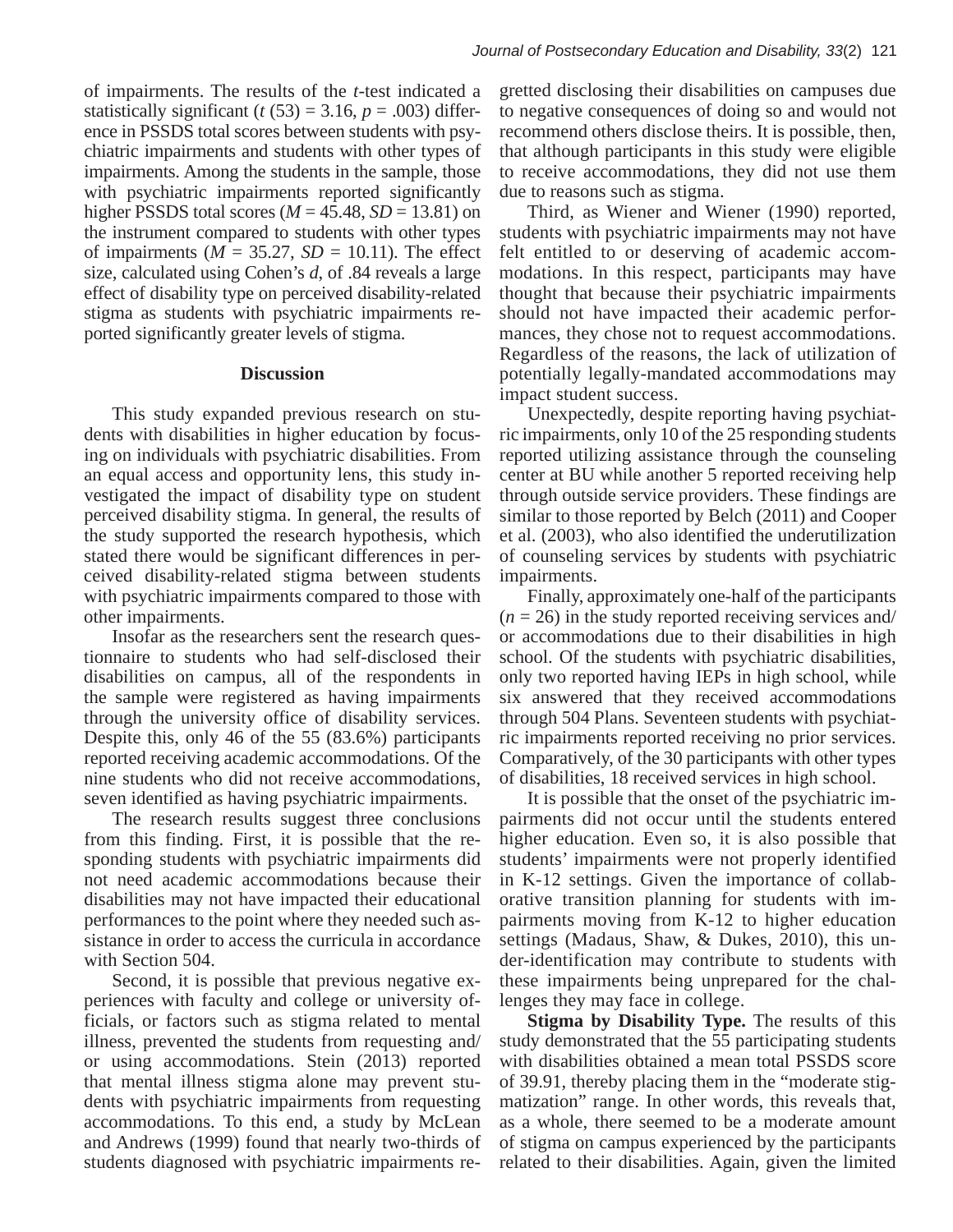of impairments. The results of the *t*-test indicated a statistically significant ($t$ (53) = 3.16, $p$ = .003) difference in PSSDS total scores between students with psychiatric impairments and students with other types of impairments. Among the students in the sample, those with psychiatric impairments reported significantly higher PSSDS total scores ($M$ = 45.48, $SD$ = 13.81) on the instrument compared to students with other types of impairments ($M$ = 35.27, $SD$ = 10.11). The effect size, calculated using Cohen's *d*, of .84 reveals a large effect of disability type on perceived disability-related stigma as students with psychiatric impairments reported significantly greater levels of stigma.

## Discussion

This study expanded previous research on students with disabilities in higher education by focusing on individuals with psychiatric disabilities. From an equal access and opportunity lens, this study investigated the impact of disability type on student perceived disability stigma. In general, the results of the study supported the research hypothesis, which stated there would be significant differences in perceived disability-related stigma between students with psychiatric impairments compared to those with other impairments.

Insofar as the researchers sent the research questionnaire to students who had self-disclosed their disabilities on campus, all of the respondents in the sample were registered as having impairments through the university office of disability services. Despite this, only 46 of the 55 (83.6%) participants reported receiving academic accommodations. Of the nine students who did not receive accommodations, seven identified as having psychiatric impairments.

The research results suggest three conclusions from this finding. First, it is possible that the responding students with psychiatric impairments did not need academic accommodations because their disabilities may not have impacted their educational performances to the point where they needed such assistance in order to access the curricula in accordance with Section 504.

Second, it is possible that previous negative experiences with faculty and college or university officials, or factors such as stigma related to mental illness, prevented the students from requesting and/or using accommodations. Stein (2013) reported that mental illness stigma alone may prevent students with psychiatric impairments from requesting accommodations. To this end, a study by McLean and Andrews (1999) found that nearly two-thirds of students diagnosed with psychiatric impairments regretted disclosing their disabilities on campuses due to negative consequences of doing so and would not recommend others disclose theirs. It is possible, then, that although participants in this study were eligible to receive accommodations, they did not use them due to reasons such as stigma.

Third, as Wiener and Wiener (1990) reported, students with psychiatric impairments may not have felt entitled to or deserving of academic accommodations. In this respect, participants may have thought that because their psychiatric impairments should not have impacted their academic performances, they chose not to request accommodations. Regardless of the reasons, the lack of utilization of potentially legally-mandated accommodations may impact student success.

Unexpectedly, despite reporting having psychiatric impairments, only 10 of the 25 responding students reported utilizing assistance through the counseling center at BU while another 5 reported receiving help through outside service providers. These findings are similar to those reported by Belch (2011) and Cooper et al. (2003), who also identified the underutilization of counseling services by students with psychiatric impairments.

Finally, approximately one-half of the participants ($n$ = 26) in the study reported receiving services and/or accommodations due to their disabilities in high school. Of the students with psychiatric disabilities, only two reported having IEPs in high school, while six answered that they received accommodations through 504 Plans. Seventeen students with psychiatric impairments reported receiving no prior services. Comparatively, of the 30 participants with other types of disabilities, 18 received services in high school.

It is possible that the onset of the psychiatric impairments did not occur until the students entered higher education. Even so, it is also possible that students' impairments were not properly identified in K-12 settings. Given the importance of collaborative transition planning for students with impairments moving from K-12 to higher education settings (Madaus, Shaw, & Dukes, 2010), this under-identification may contribute to students with these impairments being unprepared for the challenges they may face in college.

**Stigma by Disability Type.** The results of this study demonstrated that the 55 participating students with disabilities obtained a mean total PSSDS score of 39.91, thereby placing them in the "moderate stigmatization" range. In other words, this reveals that, as a whole, there seemed to be a moderate amount of stigma on campus experienced by the participants related to their disabilities. Again, given the limited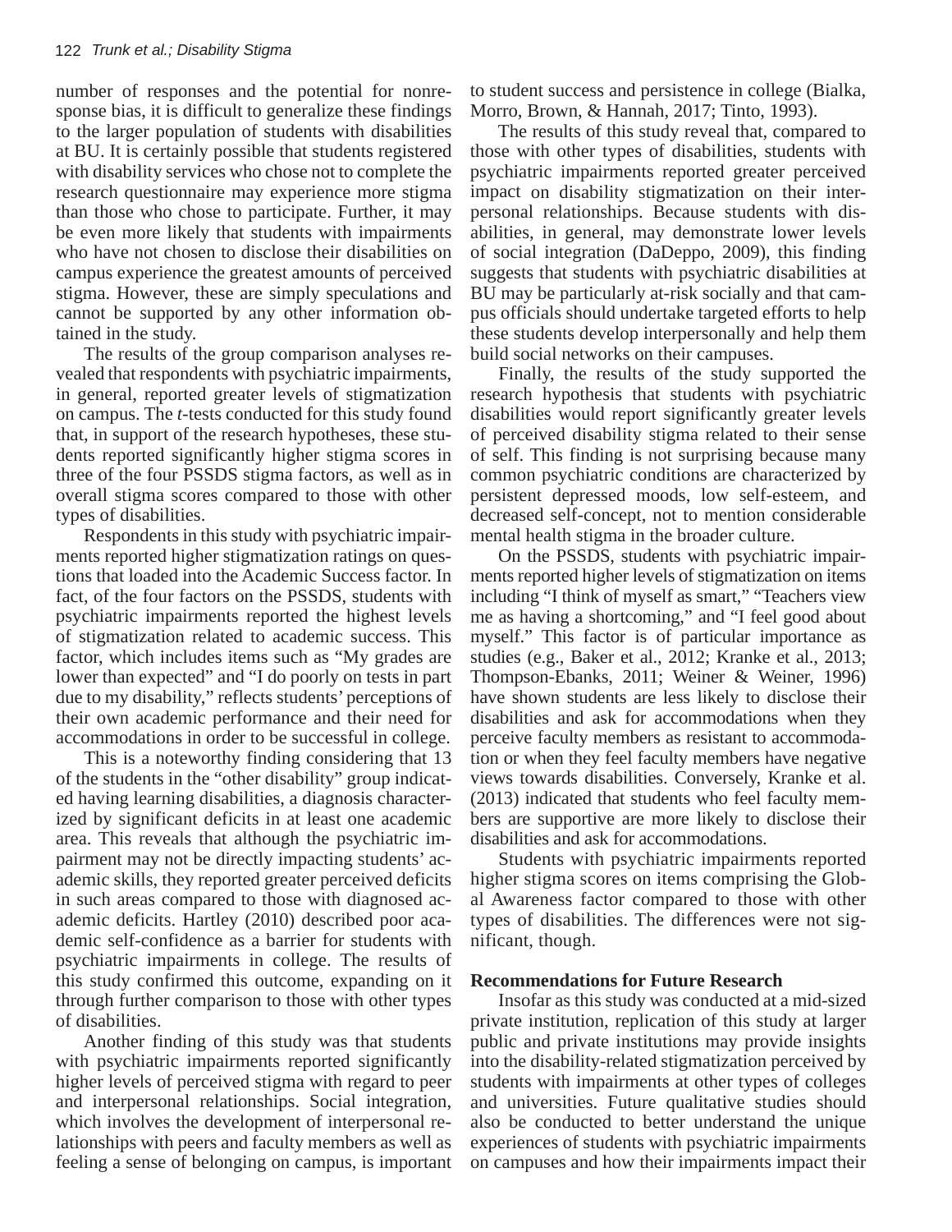number of responses and the potential for nonresponse bias, it is difficult to generalize these findings to the larger population of students with disabilities at BU. It is certainly possible that students registered with disability services who chose not to complete the research questionnaire may experience more stigma than those who chose to participate. Further, it may be even more likely that students with impairments who have not chosen to disclose their disabilities on campus experience the greatest amounts of perceived stigma. However, these are simply speculations and cannot be supported by any other information obtained in the study.

The results of the group comparison analyses revealed that respondents with psychiatric impairments, in general, reported greater levels of stigmatization on campus. The *t*-tests conducted for this study found that, in support of the research hypotheses, these students reported significantly higher stigma scores in three of the four PSSDS stigma factors, as well as in overall stigma scores compared to those with other types of disabilities.

Respondents in this study with psychiatric impairments reported higher stigmatization ratings on questions that loaded into the Academic Success factor. In fact, of the four factors on the PSSDS, students with psychiatric impairments reported the highest levels of stigmatization related to academic success. This factor, which includes items such as "My grades are lower than expected" and "I do poorly on tests in part due to my disability," reflects students' perceptions of their own academic performance and their need for accommodations in order to be successful in college.

This is a noteworthy finding considering that 13 of the students in the "other disability" group indicated having learning disabilities, a diagnosis characterized by significant deficits in at least one academic area. This reveals that although the psychiatric impairment may not be directly impacting students' academic skills, they reported greater perceived deficits in such areas compared to those with diagnosed academic deficits. Hartley (2010) described poor academic self-confidence as a barrier for students with psychiatric impairments in college. The results of this study confirmed this outcome, expanding on it through further comparison to those with other types of disabilities.

Another finding of this study was that students with psychiatric impairments reported significantly higher levels of perceived stigma with regard to peer and interpersonal relationships. Social integration, which involves the development of interpersonal relationships with peers and faculty members as well as feeling a sense of belonging on campus, is important to student success and persistence in college (Bialka, Morro, Brown, & Hannah, 2017; Tinto, 1993).

The results of this study reveal that, compared to those with other types of disabilities, students with psychiatric impairments reported greater perceived impact on disability stigmatization on their interpersonal relationships. Because students with disabilities, in general, may demonstrate lower levels of social integration (DaDeppo, 2009), this finding suggests that students with psychiatric disabilities at BU may be particularly at-risk socially and that campus officials should undertake targeted efforts to help these students develop interpersonally and help them build social networks on their campuses.

Finally, the results of the study supported the research hypothesis that students with psychiatric disabilities would report significantly greater levels of perceived disability stigma related to their sense of self. This finding is not surprising because many common psychiatric conditions are characterized by persistent depressed moods, low self-esteem, and decreased self-concept, not to mention considerable mental health stigma in the broader culture.

On the PSSDS, students with psychiatric impairments reported higher levels of stigmatization on items including "I think of myself as smart," "Teachers view me as having a shortcoming," and "I feel good about myself." This factor is of particular importance as studies (e.g., Baker et al., 2012; Kranke et al., 2013; Thompson-Ebanks, 2011; Weiner & Weiner, 1996) have shown students are less likely to disclose their disabilities and ask for accommodations when they perceive faculty members as resistant to accommodation or when they feel faculty members have negative views towards disabilities. Conversely, Kranke et al. (2013) indicated that students who feel faculty members are supportive are more likely to disclose their disabilities and ask for accommodations.

Students with psychiatric impairments reported higher stigma scores on items comprising the Global Awareness factor compared to those with other types of disabilities. The differences were not significant, though.

## Recommendations for Future Research

Insofar as this study was conducted at a mid-sized private institution, replication of this study at larger public and private institutions may provide insights into the disability-related stigmatization perceived by students with impairments at other types of colleges and universities. Future qualitative studies should also be conducted to better understand the unique experiences of students with psychiatric impairments on campuses and how their impairments impact their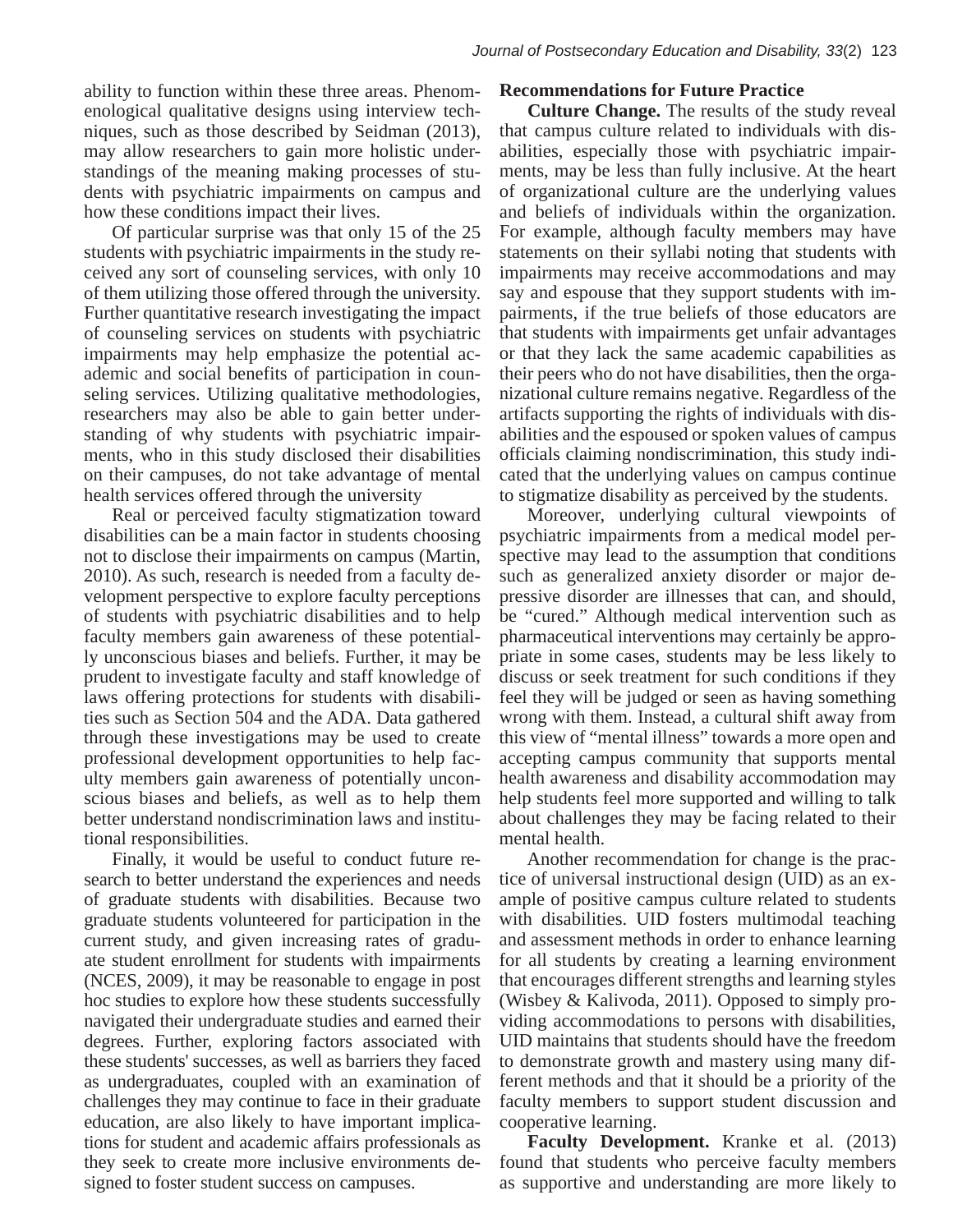ability to function within these three areas. Phenomenological qualitative designs using interview techniques, such as those described by Seidman (2013), may allow researchers to gain more holistic understandings of the meaning making processes of students with psychiatric impairments on campus and how these conditions impact their lives.

Of particular surprise was that only 15 of the 25 students with psychiatric impairments in the study received any sort of counseling services, with only 10 of them utilizing those offered through the university. Further quantitative research investigating the impact of counseling services on students with psychiatric impairments may help emphasize the potential academic and social benefits of participation in counseling services. Utilizing qualitative methodologies, researchers may also be able to gain better understanding of why students with psychiatric impairments, who in this study disclosed their disabilities on their campuses, do not take advantage of mental health services offered through the university

Real or perceived faculty stigmatization toward disabilities can be a main factor in students choosing not to disclose their impairments on campus (Martin, 2010). As such, research is needed from a faculty development perspective to explore faculty perceptions of students with psychiatric disabilities and to help faculty members gain awareness of these potentially unconscious biases and beliefs. Further, it may be prudent to investigate faculty and staff knowledge of laws offering protections for students with disabilities such as Section 504 and the ADA. Data gathered through these investigations may be used to create professional development opportunities to help faculty members gain awareness of potentially unconscious biases and beliefs, as well as to help them better understand nondiscrimination laws and institutional responsibilities.

Finally, it would be useful to conduct future research to better understand the experiences and needs of graduate students with disabilities. Because two graduate students volunteered for participation in the current study, and given increasing rates of graduate student enrollment for students with impairments (NCES, 2009), it may be reasonable to engage in post hoc studies to explore how these students successfully navigated their undergraduate studies and earned their degrees. Further, exploring factors associated with these students' successes, as well as barriers they faced as undergraduates, coupled with an examination of challenges they may continue to face in their graduate education, are also likely to have important implications for student and academic affairs professionals as they seek to create more inclusive environments designed to foster student success on campuses.

### Recommendations for Future Practice

**Culture Change.** The results of the study reveal that campus culture related to individuals with disabilities, especially those with psychiatric impairments, may be less than fully inclusive. At the heart of organizational culture are the underlying values and beliefs of individuals within the organization. For example, although faculty members may have statements on their syllabi noting that students with impairments may receive accommodations and may say and espouse that they support students with impairments, if the true beliefs of those educators are that students with impairments get unfair advantages or that they lack the same academic capabilities as their peers who do not have disabilities, then the organizational culture remains negative. Regardless of the artifacts supporting the rights of individuals with disabilities and the espoused or spoken values of campus officials claiming nondiscrimination, this study indicated that the underlying values on campus continue to stigmatize disability as perceived by the students.

Moreover, underlying cultural viewpoints of psychiatric impairments from a medical model perspective may lead to the assumption that conditions such as generalized anxiety disorder or major depressive disorder are illnesses that can, and should, be "cured." Although medical intervention such as pharmaceutical interventions may certainly be appropriate in some cases, students may be less likely to discuss or seek treatment for such conditions if they feel they will be judged or seen as having something wrong with them. Instead, a cultural shift away from this view of "mental illness" towards a more open and accepting campus community that supports mental health awareness and disability accommodation may help students feel more supported and willing to talk about challenges they may be facing related to their mental health.

Another recommendation for change is the practice of universal instructional design (UID) as an example of positive campus culture related to students with disabilities. UID fosters multimodal teaching and assessment methods in order to enhance learning for all students by creating a learning environment that encourages different strengths and learning styles (Wisbey & Kalivoda, 2011). Opposed to simply providing accommodations to persons with disabilities, UID maintains that students should have the freedom to demonstrate growth and mastery using many different methods and that it should be a priority of the faculty members to support student discussion and cooperative learning.

**Faculty Development.** Kranke et al. (2013) found that students who perceive faculty members as supportive and understanding are more likely to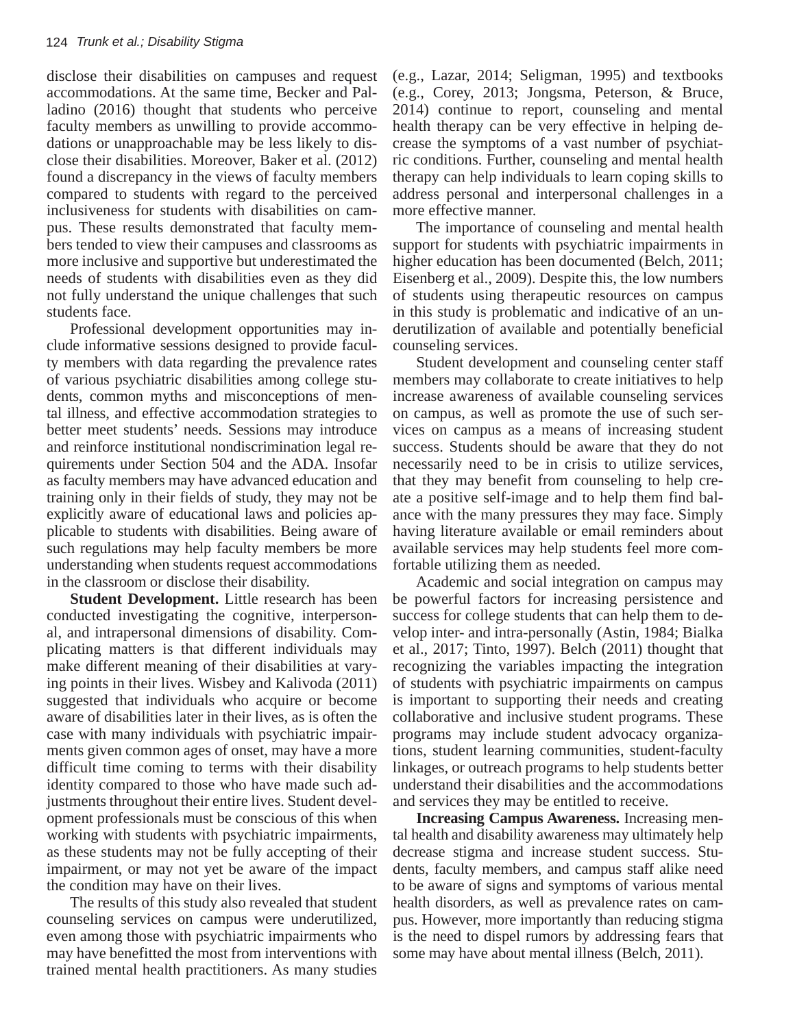disclose their disabilities on campuses and request accommodations. At the same time, Becker and Palladino (2016) thought that students who perceive faculty members as unwilling to provide accommodations or unapproachable may be less likely to disclose their disabilities. Moreover, Baker et al. (2012) found a discrepancy in the views of faculty members compared to students with regard to the perceived inclusiveness for students with disabilities on campus. These results demonstrated that faculty members tended to view their campuses and classrooms as more inclusive and supportive but underestimated the needs of students with disabilities even as they did not fully understand the unique challenges that such students face.

Professional development opportunities may include informative sessions designed to provide faculty members with data regarding the prevalence rates of various psychiatric disabilities among college students, common myths and misconceptions of mental illness, and effective accommodation strategies to better meet students' needs. Sessions may introduce and reinforce institutional nondiscrimination legal requirements under Section 504 and the ADA. Insofar as faculty members may have advanced education and training only in their fields of study, they may not be explicitly aware of educational laws and policies applicable to students with disabilities. Being aware of such regulations may help faculty members be more understanding when students request accommodations in the classroom or disclose their disability.

**Student Development.** Little research has been conducted investigating the cognitive, interpersonal, and intrapersonal dimensions of disability. Complicating matters is that different individuals may make different meaning of their disabilities at varying points in their lives. Wisbey and Kalivoda (2011) suggested that individuals who acquire or become aware of disabilities later in their lives, as is often the case with many individuals with psychiatric impairments given common ages of onset, may have a more difficult time coming to terms with their disability identity compared to those who have made such adjustments throughout their entire lives. Student development professionals must be conscious of this when working with students with psychiatric impairments, as these students may not be fully accepting of their impairment, or may not yet be aware of the impact the condition may have on their lives.

The results of this study also revealed that student counseling services on campus were underutilized, even among those with psychiatric impairments who may have benefitted the most from interventions with trained mental health practitioners. As many studies (e.g., Lazar, 2014; Seligman, 1995) and textbooks (e.g., Corey, 2013; Jongsma, Peterson, & Bruce, 2014) continue to report, counseling and mental health therapy can be very effective in helping decrease the symptoms of a vast number of psychiatric conditions. Further, counseling and mental health therapy can help individuals to learn coping skills to address personal and interpersonal challenges in a more effective manner.

The importance of counseling and mental health support for students with psychiatric impairments in higher education has been documented (Belch, 2011; Eisenberg et al., 2009). Despite this, the low numbers of students using therapeutic resources on campus in this study is problematic and indicative of an underutilization of available and potentially beneficial counseling services.

Student development and counseling center staff members may collaborate to create initiatives to help increase awareness of available counseling services on campus, as well as promote the use of such services on campus as a means of increasing student success. Students should be aware that they do not necessarily need to be in crisis to utilize services, that they may benefit from counseling to help create a positive self-image and to help them find balance with the many pressures they may face. Simply having literature available or email reminders about available services may help students feel more comfortable utilizing them as needed.

Academic and social integration on campus may be powerful factors for increasing persistence and success for college students that can help them to develop inter- and intra-personally (Astin, 1984; Bialka et al., 2017; Tinto, 1997). Belch (2011) thought that recognizing the variables impacting the integration of students with psychiatric impairments on campus is important to supporting their needs and creating collaborative and inclusive student programs. These programs may include student advocacy organizations, student learning communities, student-faculty linkages, or outreach programs to help students better understand their disabilities and the accommodations and services they may be entitled to receive.

**Increasing Campus Awareness.** Increasing mental health and disability awareness may ultimately help decrease stigma and increase student success. Students, faculty members, and campus staff alike need to be aware of signs and symptoms of various mental health disorders, as well as prevalence rates on campus. However, more importantly than reducing stigma is the need to dispel rumors by addressing fears that some may have about mental illness (Belch, 2011).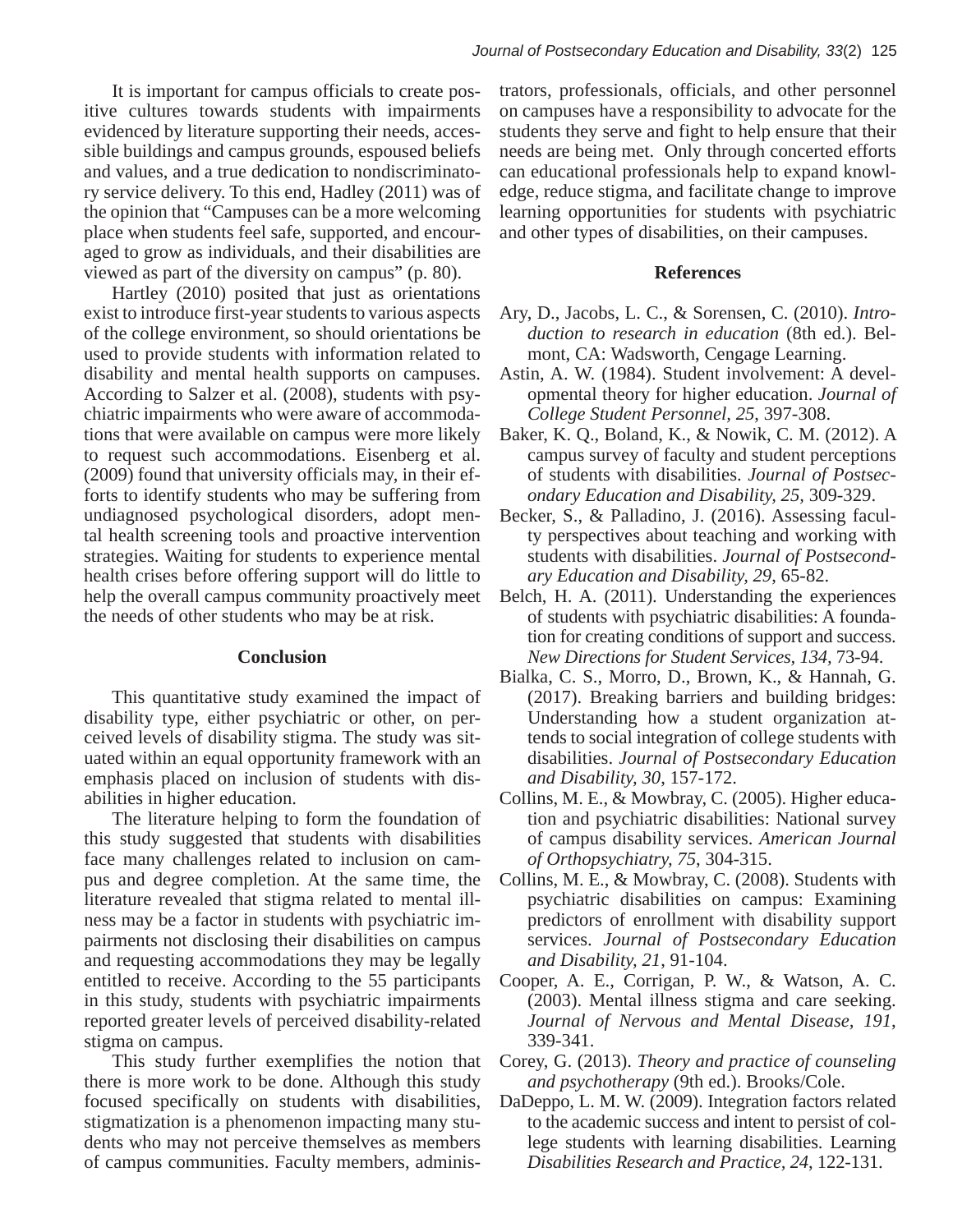It is important for campus officials to create positive cultures towards students with impairments evidenced by literature supporting their needs, accessible buildings and campus grounds, espoused beliefs and values, and a true dedication to nondiscriminatory service delivery. To this end, Hadley (2011) was of the opinion that "Campuses can be a more welcoming place when students feel safe, supported, and encouraged to grow as individuals, and their disabilities are viewed as part of the diversity on campus" (p. 80).

Hartley (2010) posited that just as orientations exist to introduce first-year students to various aspects of the college environment, so should orientations be used to provide students with information related to disability and mental health supports on campuses. According to Salzer et al. (2008), students with psychiatric impairments who were aware of accommodations that were available on campus were more likely to request such accommodations. Eisenberg et al. (2009) found that university officials may, in their efforts to identify students who may be suffering from undiagnosed psychological disorders, adopt mental health screening tools and proactive intervention strategies. Waiting for students to experience mental health crises before offering support will do little to help the overall campus community proactively meet the needs of other students who may be at risk.

## Conclusion

This quantitative study examined the impact of disability type, either psychiatric or other, on perceived levels of disability stigma. The study was situated within an equal opportunity framework with an emphasis placed on inclusion of students with disabilities in higher education.

The literature helping to form the foundation of this study suggested that students with disabilities face many challenges related to inclusion on campus and degree completion. At the same time, the literature revealed that stigma related to mental illness may be a factor in students with psychiatric impairments not disclosing their disabilities on campus and requesting accommodations they may be legally entitled to receive. According to the 55 participants in this study, students with psychiatric impairments reported greater levels of perceived disability-related stigma on campus.

This study further exemplifies the notion that there is more work to be done. Although this study focused specifically on students with disabilities, stigmatization is a phenomenon impacting many students who may not perceive themselves as members of campus communities. Faculty members, administrators, professionals, officials, and other personnel on campuses have a responsibility to advocate for the students they serve and fight to help ensure that their needs are being met. Only through concerted efforts can educational professionals help to expand knowledge, reduce stigma, and facilitate change to improve learning opportunities for students with psychiatric and other types of disabilities, on their campuses.

## References

Ary, D., Jacobs, L. C., & Sorensen, C. (2010). *Introduction to research in education* (8th ed.). Belmont, CA: Wadsworth, Cengage Learning.

Astin, A. W. (1984). Student involvement: A developmental theory for higher education. *Journal of College Student Personnel, 25*, 397-308.

Baker, K. Q., Boland, K., & Nowik, C. M. (2012). A campus survey of faculty and student perceptions of students with disabilities. *Journal of Postsecondary Education and Disability, 25*, 309-329.

Becker, S., & Palladino, J. (2016). Assessing faculty perspectives about teaching and working with students with disabilities. *Journal of Postsecondary Education and Disability, 29*, 65-82.

Belch, H. A. (2011). Understanding the experiences of students with psychiatric disabilities: A foundation for creating conditions of support and success. *New Directions for Student Services, 134*, 73-94.

Bialka, C. S., Morro, D., Brown, K., & Hannah, G. (2017). Breaking barriers and building bridges: Understanding how a student organization attends to social integration of college students with disabilities. *Journal of Postsecondary Education and Disability, 30*, 157-172.

Collins, M. E., & Mowbray, C. (2005). Higher education and psychiatric disabilities: National survey of campus disability services. *American Journal of Orthopsychiatry, 75*, 304-315.

Collins, M. E., & Mowbray, C. (2008). Students with psychiatric disabilities on campus: Examining predictors of enrollment with disability support services. *Journal of Postsecondary Education and Disability, 21*, 91-104.

Cooper, A. E., Corrigan, P. W., & Watson, A. C. (2003). Mental illness stigma and care seeking. *Journal of Nervous and Mental Disease, 191*, 339-341.

Corey, G. (2013). *Theory and practice of counseling and psychotherapy* (9th ed.). Brooks/Cole.

DaDeppo, L. M. W. (2009). Integration factors related to the academic success and intent to persist of college students with learning disabilities. Learning *Disabilities Research and Practice, 24*, 122-131.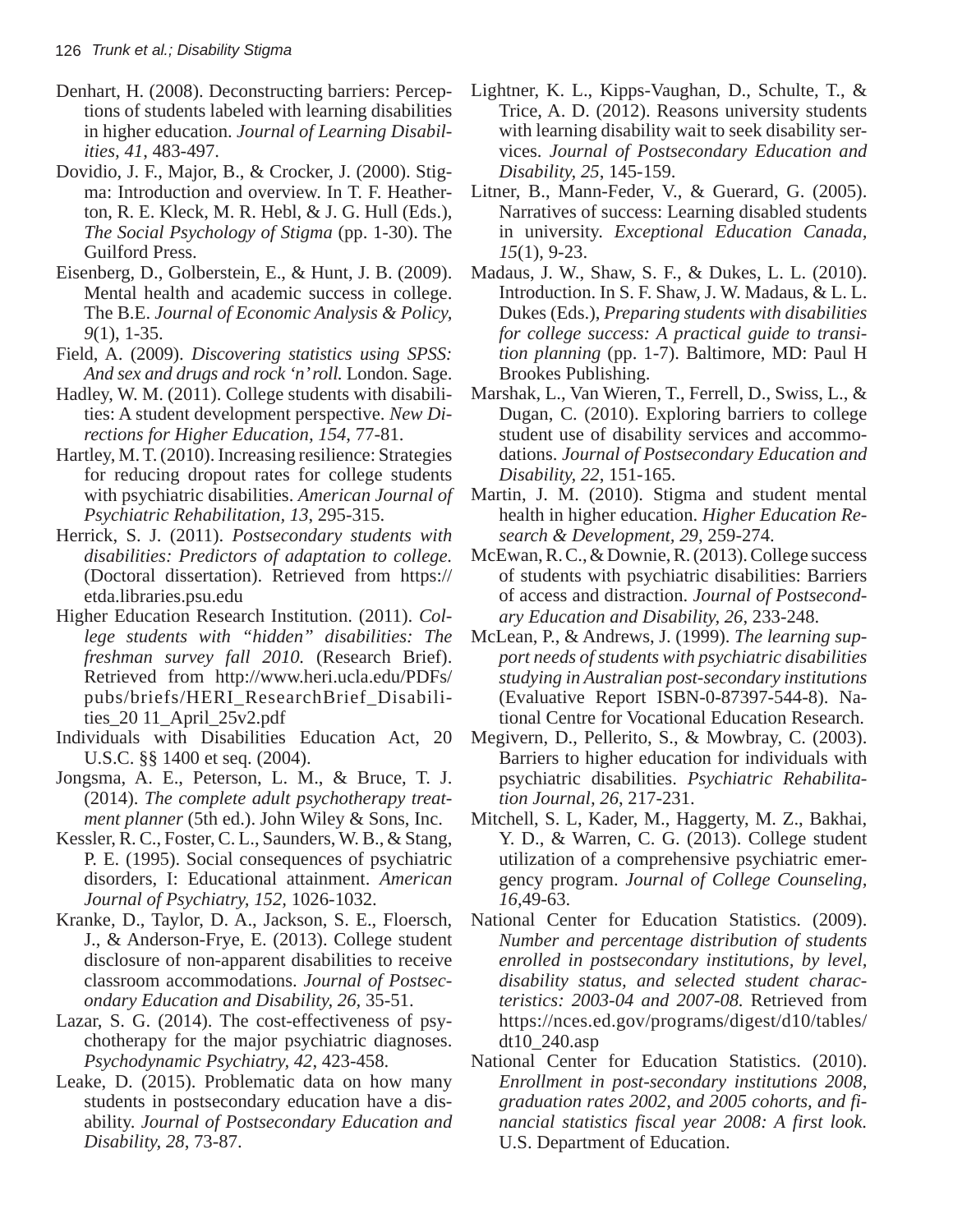Denhart, H. (2008). Deconstructing barriers: Perceptions of students labeled with learning disabilities in higher education. *Journal of Learning Disabilities, 41*, 483-497.

Dovidio, J. F., Major, B., & Crocker, J. (2000). Stigma: Introduction and overview. In T. F. Heatherton, R. E. Kleck, M. R. Hebl, & J. G. Hull (Eds.), *The Social Psychology of Stigma* (pp. 1-30). The Guilford Press.

Eisenberg, D., Golberstein, E., & Hunt, J. B. (2009). Mental health and academic success in college. The B.E. *Journal of Economic Analysis & Policy, 9*(1), 1-35.

Field, A. (2009). *Discovering statistics using SPSS: And sex and drugs and rock 'n' roll.* London. Sage.

Hadley, W. M. (2011). College students with disabilities: A student development perspective. *New Directions for Higher Education, 154*, 77-81.

Hartley, M. T. (2010). Increasing resilience: Strategies for reducing dropout rates for college students with psychiatric disabilities. *American Journal of Psychiatric Rehabilitation, 13*, 295-315.

Herrick, S. J. (2011). *Postsecondary students with disabilities: Predictors of adaptation to college.* (Doctoral dissertation). Retrieved from https://etda.libraries.psu.edu

Higher Education Research Institution. (2011). *College students with "hidden" disabilities: The freshman survey fall 2010.* (Research Brief). Retrieved from http://www.heri.ucla.edu/PDFs/pubs/briefs/HERI_ResearchBrief_Disabilities_20 11_April_25v2.pdf

Individuals with Disabilities Education Act, 20 U.S.C. §§ 1400 et seq. (2004).

Jongsma, A. E., Peterson, L. M., & Bruce, T. J. (2014). *The complete adult psychotherapy treatment planner* (5th ed.). John Wiley & Sons, Inc.

Kessler, R. C., Foster, C. L., Saunders, W. B., & Stang, P. E. (1995). Social consequences of psychiatric disorders, I: Educational attainment. *American Journal of Psychiatry, 152*, 1026-1032.

Kranke, D., Taylor, D. A., Jackson, S. E., Floersch, J., & Anderson-Frye, E. (2013). College student disclosure of non-apparent disabilities to receive classroom accommodations. *Journal of Postsecondary Education and Disability, 26*, 35-51.

Lazar, S. G. (2014). The cost-effectiveness of psychotherapy for the major psychiatric diagnoses. *Psychodynamic Psychiatry, 42*, 423-458.

Leake, D. (2015). Problematic data on how many students in postsecondary education have a disability. *Journal of Postsecondary Education and Disability, 28*, 73-87.

Lightner, K. L., Kipps-Vaughan, D., Schulte, T., & Trice, A. D. (2012). Reasons university students with learning disability wait to seek disability services. *Journal of Postsecondary Education and Disability, 25*, 145-159.

Litner, B., Mann-Feder, V., & Guerard, G. (2005). Narratives of success: Learning disabled students in university. *Exceptional Education Canada, 15*(1), 9-23.

Madaus, J. W., Shaw, S. F., & Dukes, L. L. (2010). Introduction. In S. F. Shaw, J. W. Madaus, & L. L. Dukes (Eds.), *Preparing students with disabilities for college success: A practical guide to transition planning* (pp. 1-7). Baltimore, MD: Paul H Brookes Publishing.

Marshak, L., Van Wieren, T., Ferrell, D., Swiss, L., & Dugan, C. (2010). Exploring barriers to college student use of disability services and accommodations. *Journal of Postsecondary Education and Disability, 22*, 151-165.

Martin, J. M. (2010). Stigma and student mental health in higher education. *Higher Education Research & Development, 29*, 259-274.

McEwan, R. C., & Downie, R. (2013). College success of students with psychiatric disabilities: Barriers of access and distraction. *Journal of Postsecondary Education and Disability, 26*, 233-248.

McLean, P., & Andrews, J. (1999). *The learning support needs of students with psychiatric disabilities studying in Australian post-secondary institutions* (Evaluative Report ISBN-0-87397-544-8). National Centre for Vocational Education Research.

Megivern, D., Pellerito, S., & Mowbray, C. (2003). Barriers to higher education for individuals with psychiatric disabilities. *Psychiatric Rehabilitation Journal, 26*, 217-231.

Mitchell, S. L, Kader, M., Haggerty, M. Z., Bakhai, Y. D., & Warren, C. G. (2013). College student utilization of a comprehensive psychiatric emergency program. *Journal of College Counseling, 16*,49-63.

National Center for Education Statistics. (2009). *Number and percentage distribution of students enrolled in postsecondary institutions, by level, disability status, and selected student characteristics: 2003-04 and 2007-08.* Retrieved from https://nces.ed.gov/programs/digest/d10/tables/dt10_240.asp

National Center for Education Statistics. (2010). *Enrollment in post-secondary institutions 2008, graduation rates 2002, and 2005 cohorts, and financial statistics fiscal year 2008: A first look.* U.S. Department of Education.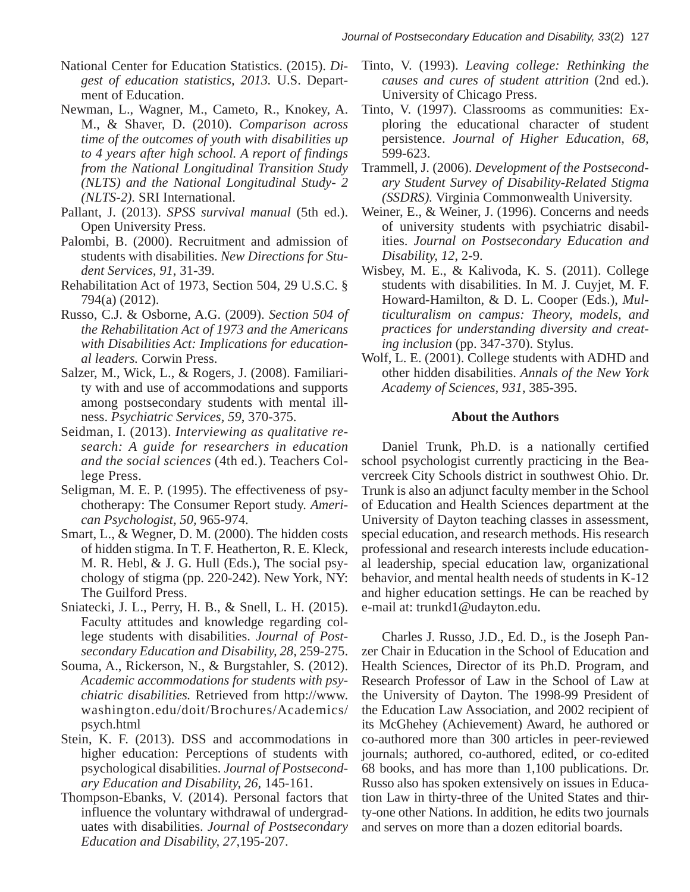National Center for Education Statistics. (2015). *Digest of education statistics, 2013.* U.S. Department of Education.

Newman, L., Wagner, M., Cameto, R., Knokey, A. M., & Shaver, D. (2010). *Comparison across time of the outcomes of youth with disabilities up to 4 years after high school. A report of findings from the National Longitudinal Transition Study (NLTS) and the National Longitudinal Study- 2 (NLTS-2).* SRI International.

Pallant, J. (2013). *SPSS survival manual* (5th ed.). Open University Press.

Palombi, B. (2000). Recruitment and admission of students with disabilities. *New Directions for Student Services, 91*, 31-39.

Rehabilitation Act of 1973, Section 504, 29 U.S.C. § 794(a) (2012).

Russo, C.J. & Osborne, A.G. (2009). *Section 504 of the Rehabilitation Act of 1973 and the Americans with Disabilities Act: Implications for educational leaders.* Corwin Press.

Salzer, M., Wick, L., & Rogers, J. (2008). Familiarity with and use of accommodations and supports among postsecondary students with mental illness. *Psychiatric Services*, *59*, 370-375.

Seidman, I. (2013). *Interviewing as qualitative research: A guide for researchers in education and the social sciences* (4th ed.). Teachers College Press.

Seligman, M. E. P. (1995). The effectiveness of psychotherapy: The Consumer Report study. *American Psychologist, 50,* 965-974.

Smart, L., & Wegner, D. M. (2000). The hidden costs of hidden stigma. In T. F. Heatherton, R. E. Kleck, M. R. Hebl, & J. G. Hull (Eds.), The social psychology of stigma (pp. 220-242). New York, NY: The Guilford Press.

Sniatecki, J. L., Perry, H. B., & Snell, L. H. (2015). Faculty attitudes and knowledge regarding college students with disabilities. *Journal of Postsecondary Education and Disability, 28,* 259-275.

Souma, A., Rickerson, N., & Burgstahler, S. (2012). *Academic accommodations for students with psychiatric disabilities.* Retrieved from http://www.washington.edu/doit/Brochures/Academics/psych.html

Stein, K. F. (2013). DSS and accommodations in higher education: Perceptions of students with psychological disabilities. *Journal of Postsecondary Education and Disability, 26,* 145-161.

Thompson-Ebanks, V. (2014). Personal factors that influence the voluntary withdrawal of undergraduates with disabilities. *Journal of Postsecondary Education and Disability, 27,*195-207.

Tinto, V. (1993). *Leaving college: Rethinking the causes and cures of student attrition* (2nd ed.). University of Chicago Press.

Tinto, V. (1997). Classrooms as communities: Exploring the educational character of student persistence. *Journal of Higher Education, 68,* 599-623.

Trammell, J. (2006). *Development of the Postsecondary Student Survey of Disability-Related Stigma (SSDRS).* Virginia Commonwealth University.

Weiner, E., & Weiner, J. (1996). Concerns and needs of university students with psychiatric disabilities. *Journal on Postsecondary Education and Disability, 12*, 2-9.

Wisbey, M. E., & Kalivoda, K. S. (2011). College students with disabilities. In M. J. Cuyjet, M. F. Howard-Hamilton, & D. L. Cooper (Eds.), *Multiculturalism on campus: Theory, models, and practices for understanding diversity and creating inclusion* (pp. 347-370). Stylus.

Wolf, L. E. (2001). College students with ADHD and other hidden disabilities. *Annals of the New York Academy of Sciences, 931*, 385-395.

## About the Authors

Daniel Trunk, Ph.D. is a nationally certified school psychologist currently practicing in the Beavercreek City Schools district in southwest Ohio. Dr. Trunk is also an adjunct faculty member in the School of Education and Health Sciences department at the University of Dayton teaching classes in assessment, special education, and research methods. His research professional and research interests include educational leadership, special education law, organizational behavior, and mental health needs of students in K-12 and higher education settings. He can be reached by e-mail at: trunkd1@udayton.edu.

Charles J. Russo, J.D., Ed. D., is the Joseph Panzer Chair in Education in the School of Education and Health Sciences, Director of its Ph.D. Program, and Research Professor of Law in the School of Law at the University of Dayton. The 1998-99 President of the Education Law Association, and 2002 recipient of its McGhehey (Achievement) Award, he authored or co-authored more than 300 articles in peer-reviewed journals; authored, co-authored, edited, or co-edited 68 books, and has more than 1,100 publications. Dr. Russo also has spoken extensively on issues in Education Law in thirty-three of the United States and thirty-one other Nations. In addition, he edits two journals and serves on more than a dozen editorial boards.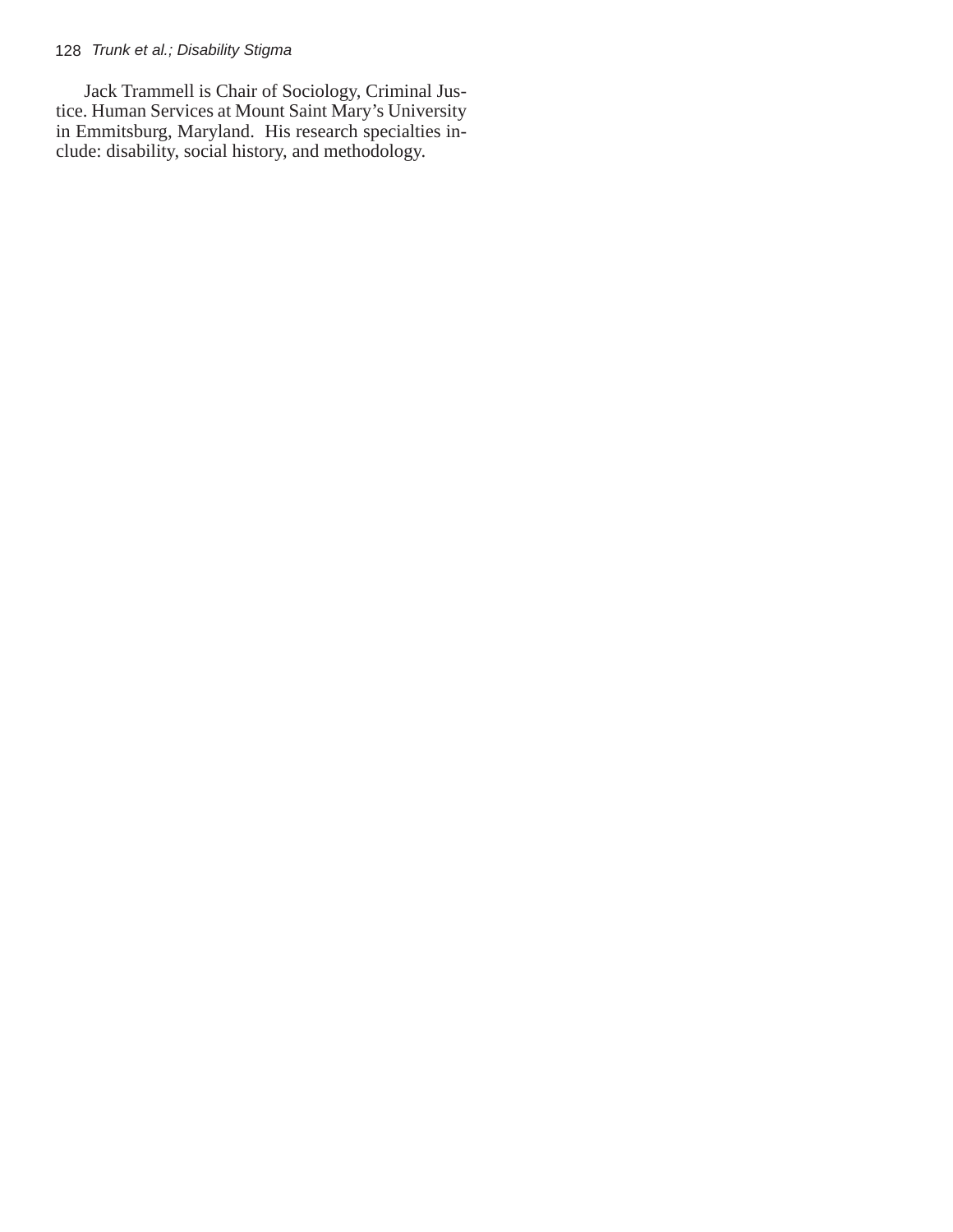Jack Trammell is Chair of Sociology, Criminal Justice. Human Services at Mount Saint Mary's University in Emmitsburg, Maryland. His research specialties include: disability, social history, and methodology.